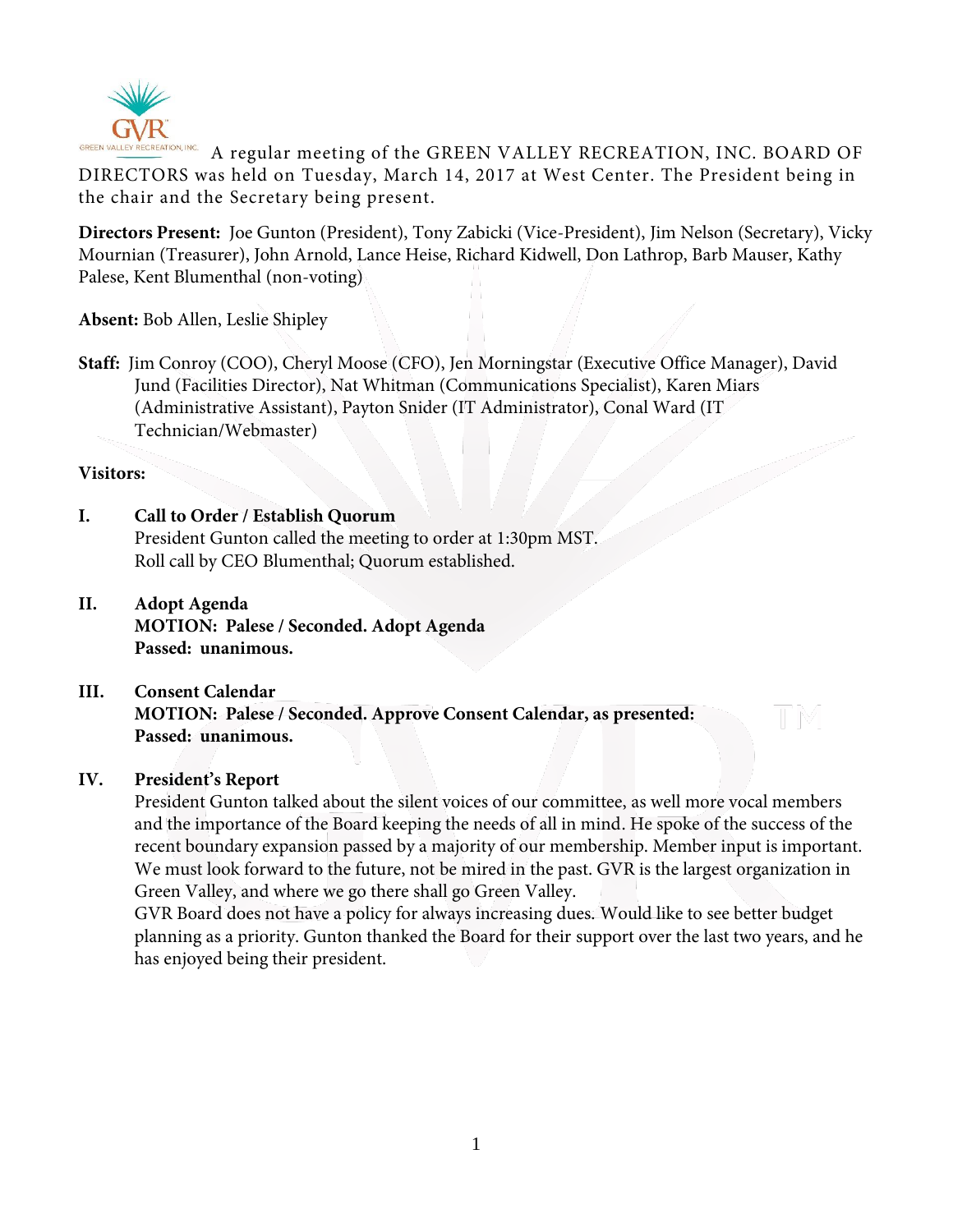A regular meeting of the GREEN VALLEY RECREATION, INC. BOARD OF DIRECTORS was held on Tuesday, March 14, 2017 at West Center. The President being in the chair and the Secretary being present.

**Directors Present:** Joe Gunton (President), Tony Zabicki (Vice-President), Jim Nelson (Secretary), Vicky Mournian (Treasurer), John Arnold, Lance Heise, Richard Kidwell, Don Lathrop, Barb Mauser, Kathy Palese, Kent Blumenthal (non-voting)

**Absent:** Bob Allen, Leslie Shipley

**Staff:** Jim Conroy (COO), Cheryl Moose (CFO), Jen Morningstar (Executive Office Manager), David Jund (Facilities Director), Nat Whitman (Communications Specialist), Karen Miars (Administrative Assistant), Payton Snider (IT Administrator), Conal Ward (IT Technician/Webmaster)

**Visitors:**

## I. Call to Order / Establish Quorum

President Gunton called the meeting to order at 1:30pm MST.
Roll call by CEO Blumenthal; Quorum established.

## II. Adopt Agenda

**MOTION: Palese / Seconded. Adopt Agenda**
**Passed: unanimous.**

## III. Consent Calendar

**MOTION: Palese / Seconded. Approve Consent Calendar, as presented:**
**Passed: unanimous.**

## IV. President's Report

President Gunton talked about the silent voices of our committee, as well more vocal members and the importance of the Board keeping the needs of all in mind. He spoke of the success of the recent boundary expansion passed by a majority of our membership. Member input is important. We must look forward to the future, not be mired in the past. GVR is the largest organization in Green Valley, and where we go there shall go Green Valley.
GVR Board does not have a policy for always increasing dues. Would like to see better budget planning as a priority. Gunton thanked the Board for their support over the last two years, and he has enjoyed being their president.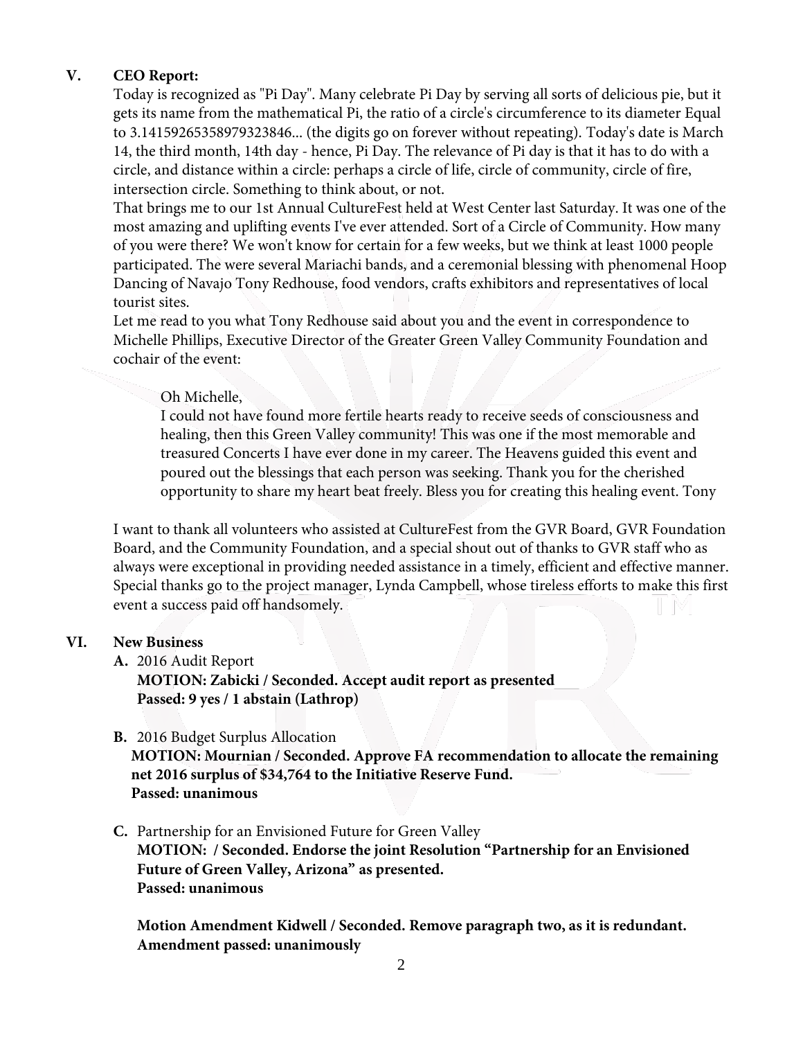## V. CEO Report:

Today is recognized as "Pi Day". Many celebrate Pi Day by serving all sorts of delicious pie, but it gets its name from the mathematical Pi, the ratio of a circle's circumference to its diameter Equal to 3.14159265358979323846... (the digits go on forever without repeating). Today's date is March 14, the third month, 14th day - hence, Pi Day. The relevance of Pi day is that it has to do with a circle, and distance within a circle: perhaps a circle of life, circle of community, circle of fire, intersection circle. Something to think about, or not.

That brings me to our 1st Annual CultureFest held at West Center last Saturday. It was one of the most amazing and uplifting events I've ever attended. Sort of a Circle of Community. How many of you were there? We won't know for certain for a few weeks, but we think at least 1000 people participated. The were several Mariachi bands, and a ceremonial blessing with phenomenal Hoop Dancing of Navajo Tony Redhouse, food vendors, crafts exhibitors and representatives of local tourist sites.

Let me read to you what Tony Redhouse said about you and the event in correspondence to Michelle Phillips, Executive Director of the Greater Green Valley Community Foundation and cochair of the event:

> Oh Michelle,
> I could not have found more fertile hearts ready to receive seeds of consciousness and healing, then this Green Valley community! This was one if the most memorable and treasured Concerts I have ever done in my career. The Heavens guided this event and poured out the blessings that each person was seeking. Thank you for the cherished opportunity to share my heart beat freely. Bless you for creating this healing event. Tony

I want to thank all volunteers who assisted at CultureFest from the GVR Board, GVR Foundation Board, and the Community Foundation, and a special shout out of thanks to GVR staff who as always were exceptional in providing needed assistance in a timely, efficient and effective manner. Special thanks go to the project manager, Lynda Campbell, whose tireless efforts to make this first event a success paid off handsomely.

## VI. New Business

**A.** 2016 Audit Report
**MOTION: Zabicki / Seconded. Accept audit report as presented**
**Passed: 9 yes / 1 abstain (Lathrop)**

**B.** 2016 Budget Surplus Allocation
**MOTION: Mournian / Seconded. Approve FA recommendation to allocate the remaining net 2016 surplus of $34,764 to the Initiative Reserve Fund.**
**Passed: unanimous**

**C.** Partnership for an Envisioned Future for Green Valley
**MOTION: / Seconded. Endorse the joint Resolution "Partnership for an Envisioned Future of Green Valley, Arizona" as presented.**
**Passed: unanimous**

**Motion Amendment Kidwell / Seconded. Remove paragraph two, as it is redundant.**
**Amendment passed: unanimously**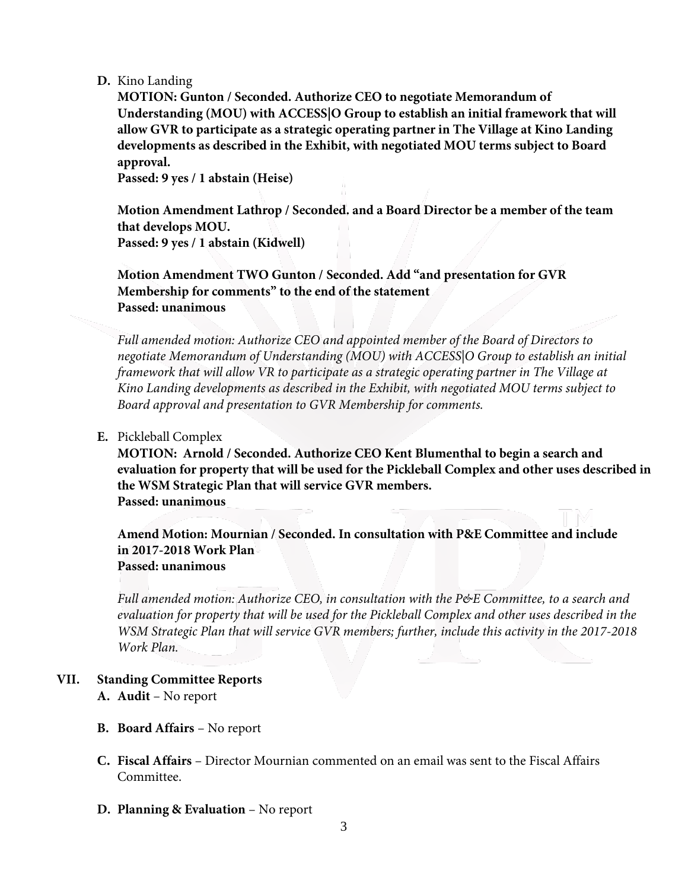**D.** Kino Landing

**MOTION: Gunton / Seconded. Authorize CEO to negotiate Memorandum of Understanding (MOU) with ACCESS|O Group to establish an initial framework that will allow GVR to participate as a strategic operating partner in The Village at Kino Landing developments as described in the Exhibit, with negotiated MOU terms subject to Board approval.**
**Passed: 9 yes / 1 abstain (Heise)**

**Motion Amendment Lathrop / Seconded. and a Board Director be a member of the team that develops MOU.**
**Passed: 9 yes / 1 abstain (Kidwell)**

**Motion Amendment TWO Gunton / Seconded. Add "and presentation for GVR Membership for comments" to the end of the statement**
**Passed: unanimous**

*Full amended motion: Authorize CEO and appointed member of the Board of Directors to negotiate Memorandum of Understanding (MOU) with ACCESS|O Group to establish an initial framework that will allow VR to participate as a strategic operating partner in The Village at Kino Landing developments as described in the Exhibit, with negotiated MOU terms subject to Board approval and presentation to GVR Membership for comments.*

**E.** Pickleball Complex

**MOTION: Arnold / Seconded. Authorize CEO Kent Blumenthal to begin a search and evaluation for property that will be used for the Pickleball Complex and other uses described in the WSM Strategic Plan that will service GVR members.**
**Passed: unanimous**

**Amend Motion: Mournian / Seconded. In consultation with P&E Committee and include in 2017-2018 Work Plan**
**Passed: unanimous**

*Full amended motion: Authorize CEO, in consultation with the P&E Committee, to a search and evaluation for property that will be used for the Pickleball Complex and other uses described in the WSM Strategic Plan that will service GVR members; further, include this activity in the 2017-2018 Work Plan.*

## VII. Standing Committee Reports

**A. Audit** – No report

**B. Board Affairs** – No report

**C. Fiscal Affairs** – Director Mournian commented on an email was sent to the Fiscal Affairs Committee.

**D. Planning & Evaluation** – No report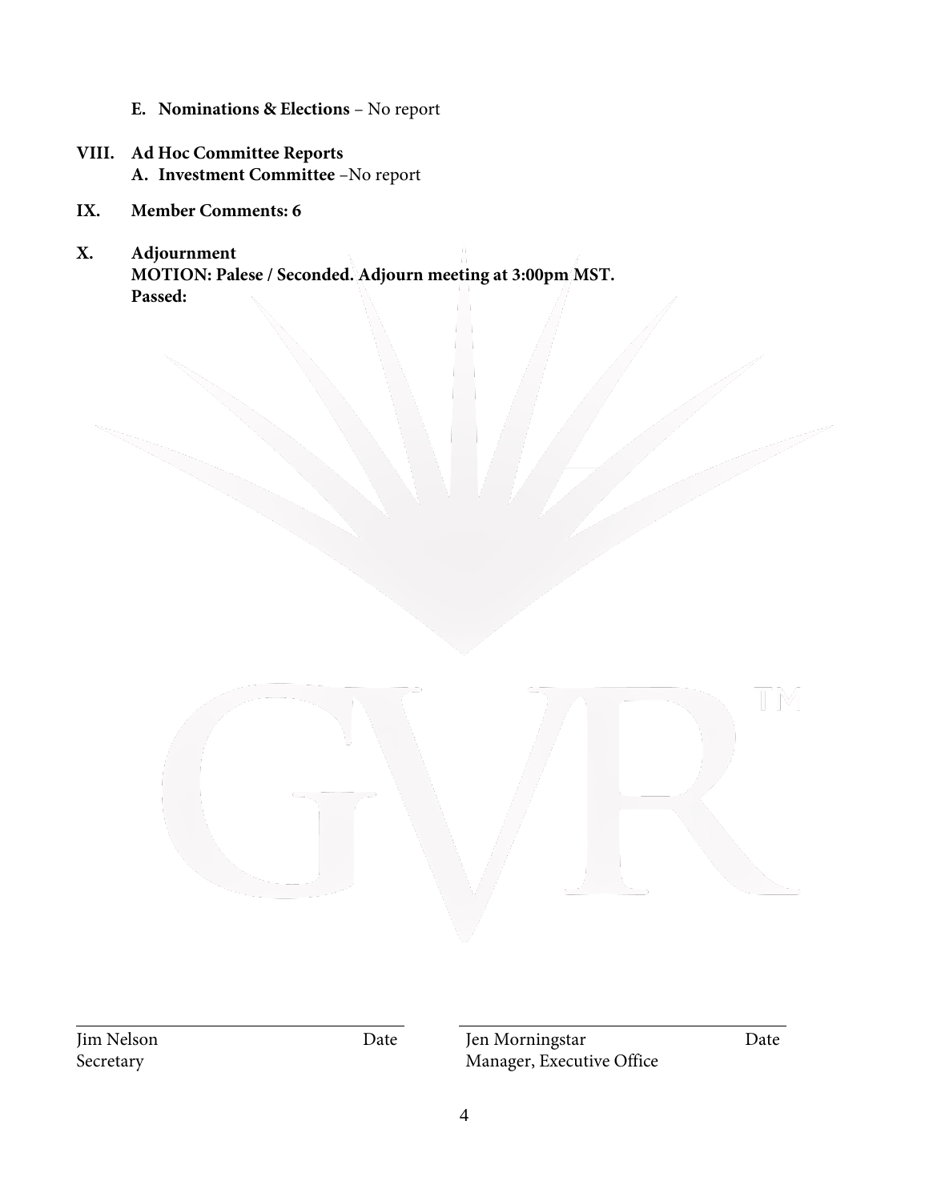**E. Nominations & Elections** – No report

**VIII. Ad Hoc Committee Reports**

**A. Investment Committee** –No report

**IX. Member Comments: 6**

**X. Adjournment**

**MOTION: Palese / Seconded. Adjourn meeting at 3:00pm MST.**

**Passed:**

| | | | |
|---|---|---|---|
| Jim Nelson | Date | Jen Morningstar | Date |
| Secretary | | Manager, Executive Office | |